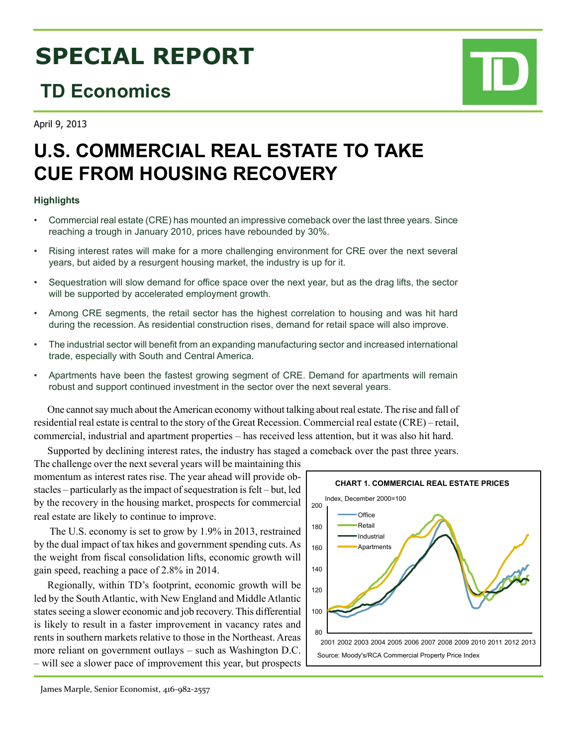# SPECIAL REPORT

## TD Economics

April 9, 2013

# U.S. COMMERCIAL REAL ESTATE TO TAKE CUE FROM HOUSING RECOVERY

### Highlights

- Commercial real estate (CRE) has mounted an impressive comeback over the last three years. Since reaching a trough in January 2010, prices have rebounded by 30%.
- Rising interest rates will make for a more challenging environment for CRE over the next several years, but aided by a resurgent housing market, the industry is up for it.
- Sequestration will slow demand for office space over the next year, but as the drag lifts, the sector will be supported by accelerated employment growth.
- Among CRE segments, the retail sector has the highest correlation to housing and was hit hard during the recession. As residential construction rises, demand for retail space will also improve.
- The industrial sector will benefit from an expanding manufacturing sector and increased international trade, especially with South and Central America.
- Apartments have been the fastest growing segment of CRE. Demand for apartments will remain robust and support continued investment in the sector over the next several years.

One cannot say much about the American economy without talking about real estate. The rise and fall of residential real estate is central to the story of the Great Recession. Commercial real estate (CRE) – retail, commercial, industrial and apartment properties – has received less attention, but it was also hit hard.

Supported by declining interest rates, the industry has staged a comeback over the past three years. The challenge over the next several years will be maintaining this momentum as interest rates rise. The year ahead will provide obstacles – particularly as the impact of sequestration is felt – but, led by the recovery in the housing market, prospects for commercial real estate are likely to continue to improve.

The U.S. economy is set to grow by 1.9% in 2013, restrained by the dual impact of tax hikes and government spending cuts. As the weight from fiscal consolidation lifts, economic growth will gain speed, reaching a pace of 2.8% in 2014.

Regionally, within TD's footprint, economic growth will be led by the South Atlantic, with New England and Middle Atlantic states seeing a slower economic and job recovery. This differential is likely to result in a faster improvement in vacancy rates and rents in southern markets relative to those in the Northeast. Areas more reliant on government outlays – such as Washington D.C. – will see a slower pace of improvement this year, but prospects

**CHART 1. COMMERCIAL REAL ESTATE PRICES**

Index, December 2000=100 (Office, Retail, Industrial, Apartments; 2001–2013)

Source: Moody's/RCA Commercial Property Price Index

James Marple, Senior Economist, 416-982-2557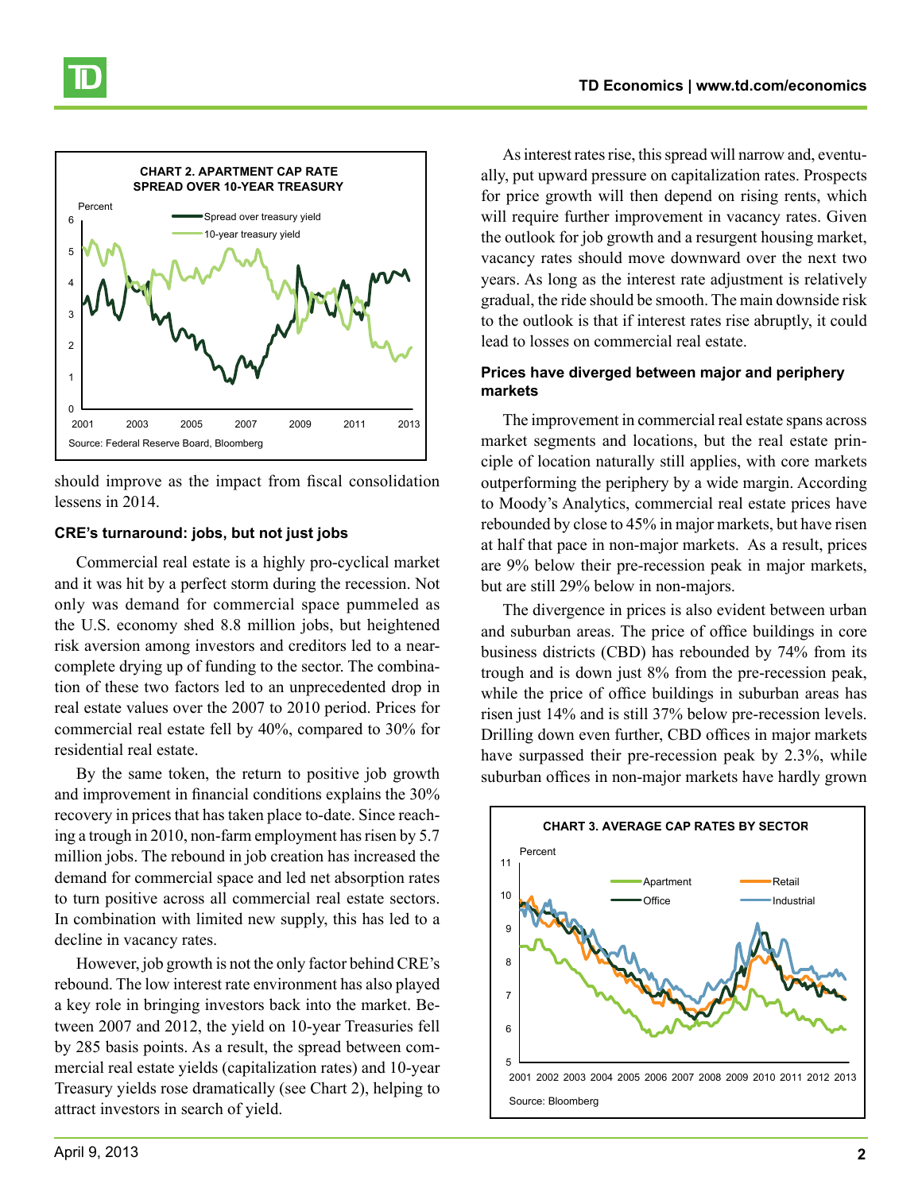**CHART 2. APARTMENT CAP RATE SPREAD OVER 10-YEAR TREASURY**

Source: Federal Reserve Board, Bloomberg

should improve as the impact from fiscal consolidation lessens in 2014.

### CRE's turnaround: jobs, but not just jobs

Commercial real estate is a highly pro-cyclical market and it was hit by a perfect storm during the recession. Not only was demand for commercial space pummeled as the U.S. economy shed 8.8 million jobs, but heightened risk aversion among investors and creditors led to a near-complete drying up of funding to the sector. The combination of these two factors led to an unprecedented drop in real estate values over the 2007 to 2010 period. Prices for commercial real estate fell by 40%, compared to 30% for residential real estate.

By the same token, the return to positive job growth and improvement in financial conditions explains the 30% recovery in prices that has taken place to-date. Since reaching a trough in 2010, non-farm employment has risen by 5.7 million jobs. The rebound in job creation has increased the demand for commercial space and led net absorption rates to turn positive across all commercial real estate sectors. In combination with limited new supply, this has led to a decline in vacancy rates.

However, job growth is not the only factor behind CRE's rebound. The low interest rate environment has also played a key role in bringing investors back into the market. Between 2007 and 2012, the yield on 10-year Treasuries fell by 285 basis points. As a result, the spread between commercial real estate yields (capitalization rates) and 10-year Treasury yields rose dramatically (see Chart 2), helping to attract investors in search of yield.

As interest rates rise, this spread will narrow and, eventually, put upward pressure on capitalization rates. Prospects for price growth will then depend on rising rents, which will require further improvement in vacancy rates. Given the outlook for job growth and a resurgent housing market, vacancy rates should move downward over the next two years. As long as the interest rate adjustment is relatively gradual, the ride should be smooth. The main downside risk to the outlook is that if interest rates rise abruptly, it could lead to losses on commercial real estate.

### Prices have diverged between major and periphery markets

The improvement in commercial real estate spans across market segments and locations, but the real estate principle of location naturally still applies, with core markets outperforming the periphery by a wide margin. According to Moody's Analytics, commercial real estate prices have rebounded by close to 45% in major markets, but have risen at half that pace in non-major markets. As a result, prices are 9% below their pre-recession peak in major markets, but are still 29% below in non-majors.

The divergence in prices is also evident between urban and suburban areas. The price of office buildings in core business districts (CBD) has rebounded by 74% from its trough and is down just 8% from the pre-recession peak, while the price of office buildings in suburban areas has risen just 14% and is still 37% below pre-recession levels. Drilling down even further, CBD offices in major markets have surpassed their pre-recession peak by 2.3%, while suburban offices in non-major markets have hardly grown

**CHART 3. AVERAGE CAP RATES BY SECTOR**

Source: Bloomberg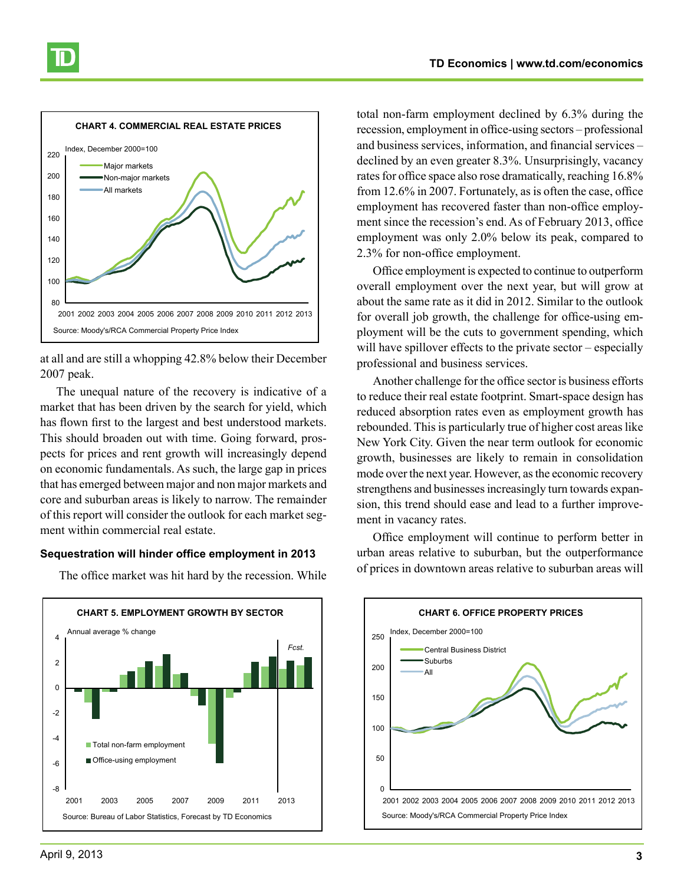**CHART 4. COMMERCIAL REAL ESTATE PRICES**

Source: Moody's/RCA Commercial Property Price Index

at all and are still a whopping 42.8% below their December 2007 peak.

The unequal nature of the recovery is indicative of a market that has been driven by the search for yield, which has flown first to the largest and best understood markets. This should broaden out with time. Going forward, prospects for prices and rent growth will increasingly depend on economic fundamentals. As such, the large gap in prices that has emerged between major and non major markets and core and suburban areas is likely to narrow. The remainder of this report will consider the outlook for each market segment within commercial real estate.

### Sequestration will hinder office employment in 2013

The office market was hit hard by the recession. While total non-farm employment declined by 6.3% during the recession, employment in office-using sectors – professional and business services, information, and financial services – declined by an even greater 8.3%. Unsurprisingly, vacancy rates for office space also rose dramatically, reaching 16.8% from 12.6% in 2007. Fortunately, as is often the case, office employment has recovered faster than non-office employment since the recession's end. As of February 2013, office employment was only 2.0% below its peak, compared to 2.3% for non-office employment.

Office employment is expected to continue to outperform overall employment over the next year, but will grow at about the same rate as it did in 2012. Similar to the outlook for overall job growth, the challenge for office-using employment will be the cuts to government spending, which will have spillover effects to the private sector – especially professional and business services.

Another challenge for the office sector is business efforts to reduce their real estate footprint. Smart-space design has reduced absorption rates even as employment growth has rebounded. This is particularly true of higher cost areas like New York City. Given the near term outlook for economic growth, businesses are likely to remain in consolidation mode over the next year. However, as the economic recovery strengthens and businesses increasingly turn towards expansion, this trend should ease and lead to a further improvement in vacancy rates.

Office employment will continue to perform better in urban areas relative to suburban, but the outperformance of prices in downtown areas relative to suburban areas will

**CHART 5. EMPLOYMENT GROWTH BY SECTOR**

Source: Bureau of Labor Statistics, Forecast by TD Economics

**CHART 6. OFFICE PROPERTY PRICES**

Source: Moody's/RCA Commercial Property Price Index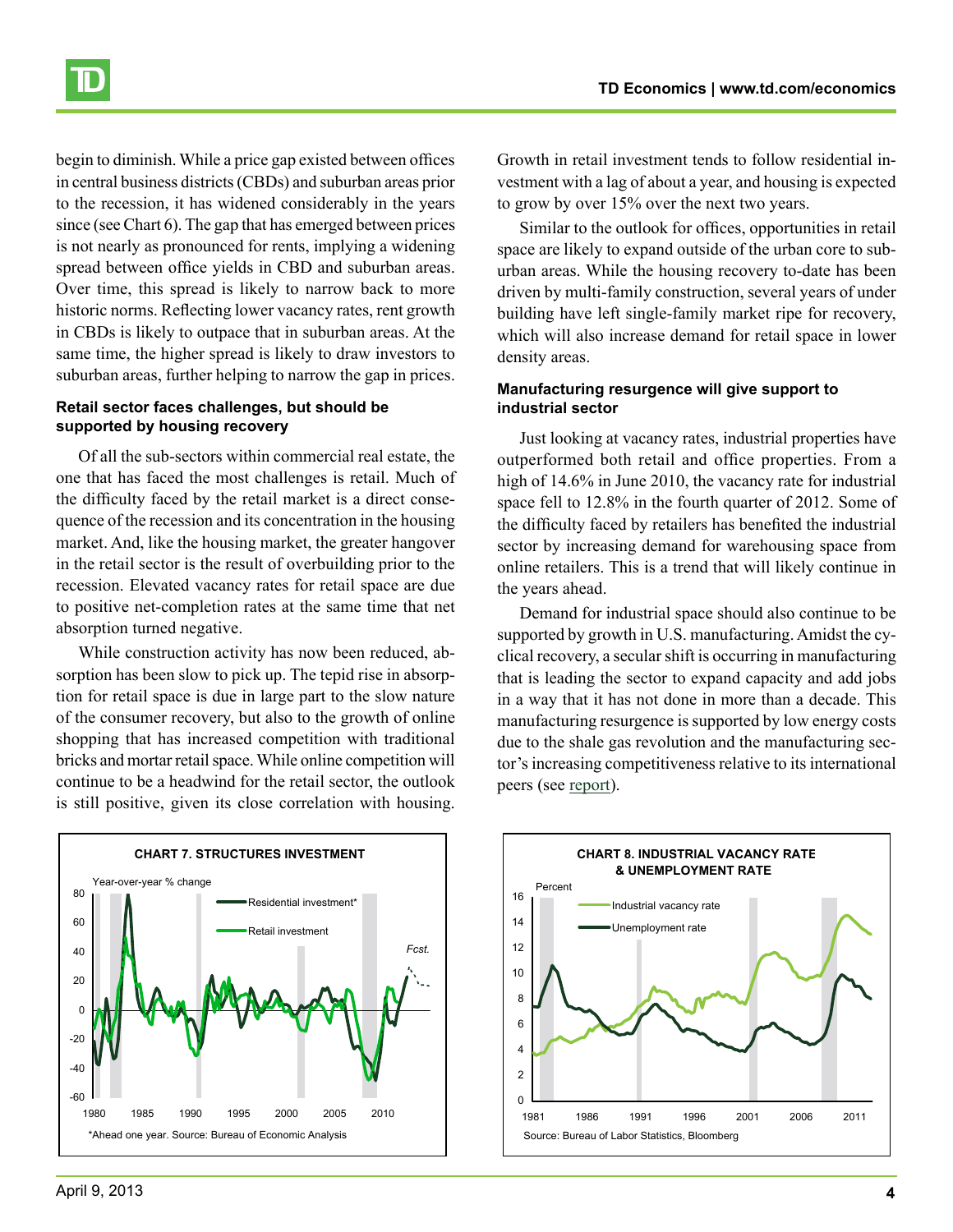begin to diminish. While a price gap existed between offices in central business districts (CBDs) and suburban areas prior to the recession, it has widened considerably in the years since (see Chart 6). The gap that has emerged between prices is not nearly as pronounced for rents, implying a widening spread between office yields in CBD and suburban areas. Over time, this spread is likely to narrow back to more historic norms. Reflecting lower vacancy rates, rent growth in CBDs is likely to outpace that in suburban areas. At the same time, the higher spread is likely to draw investors to suburban areas, further helping to narrow the gap in prices.

#### Retail sector faces challenges, but should be supported by housing recovery

Of all the sub-sectors within commercial real estate, the one that has faced the most challenges is retail. Much of the difficulty faced by the retail market is a direct consequence of the recession and its concentration in the housing market. And, like the housing market, the greater hangover in the retail sector is the result of overbuilding prior to the recession. Elevated vacancy rates for retail space are due to positive net-completion rates at the same time that net absorption turned negative.

While construction activity has now been reduced, absorption has been slow to pick up. The tepid rise in absorption for retail space is due in large part to the slow nature of the consumer recovery, but also to the growth of online shopping that has increased competition with traditional bricks and mortar retail space. While online competition will continue to be a headwind for the retail sector, the outlook is still positive, given its close correlation with housing. Growth in retail investment tends to follow residential investment with a lag of about a year, and housing is expected to grow by over 15% over the next two years.

Similar to the outlook for offices, opportunities in retail space are likely to expand outside of the urban core to suburban areas. While the housing recovery to-date has been driven by multi-family construction, several years of under building have left single-family market ripe for recovery, which will also increase demand for retail space in lower density areas.

#### Manufacturing resurgence will give support to industrial sector

Just looking at vacancy rates, industrial properties have outperformed both retail and office properties. From a high of 14.6% in June 2010, the vacancy rate for industrial space fell to 12.8% in the fourth quarter of 2012. Some of the difficulty faced by retailers has benefited the industrial sector by increasing demand for warehousing space from online retailers. This is a trend that will likely continue in the years ahead.

Demand for industrial space should also continue to be supported by growth in U.S. manufacturing. Amidst the cyclical recovery, a secular shift is occurring in manufacturing that is leading the sector to expand capacity and add jobs in a way that it has not done in more than a decade. This manufacturing resurgence is supported by low energy costs due to the shale gas revolution and the manufacturing sector's increasing competitiveness relative to its international peers (see report).

**CHART 7. STRUCTURES INVESTMENT**

*Ahead one year. Source: Bureau of Economic Analysis

**CHART 8. INDUSTRIAL VACANCY RATE & UNEMPLOYMENT RATE**

Source: Bureau of Labor Statistics, Bloomberg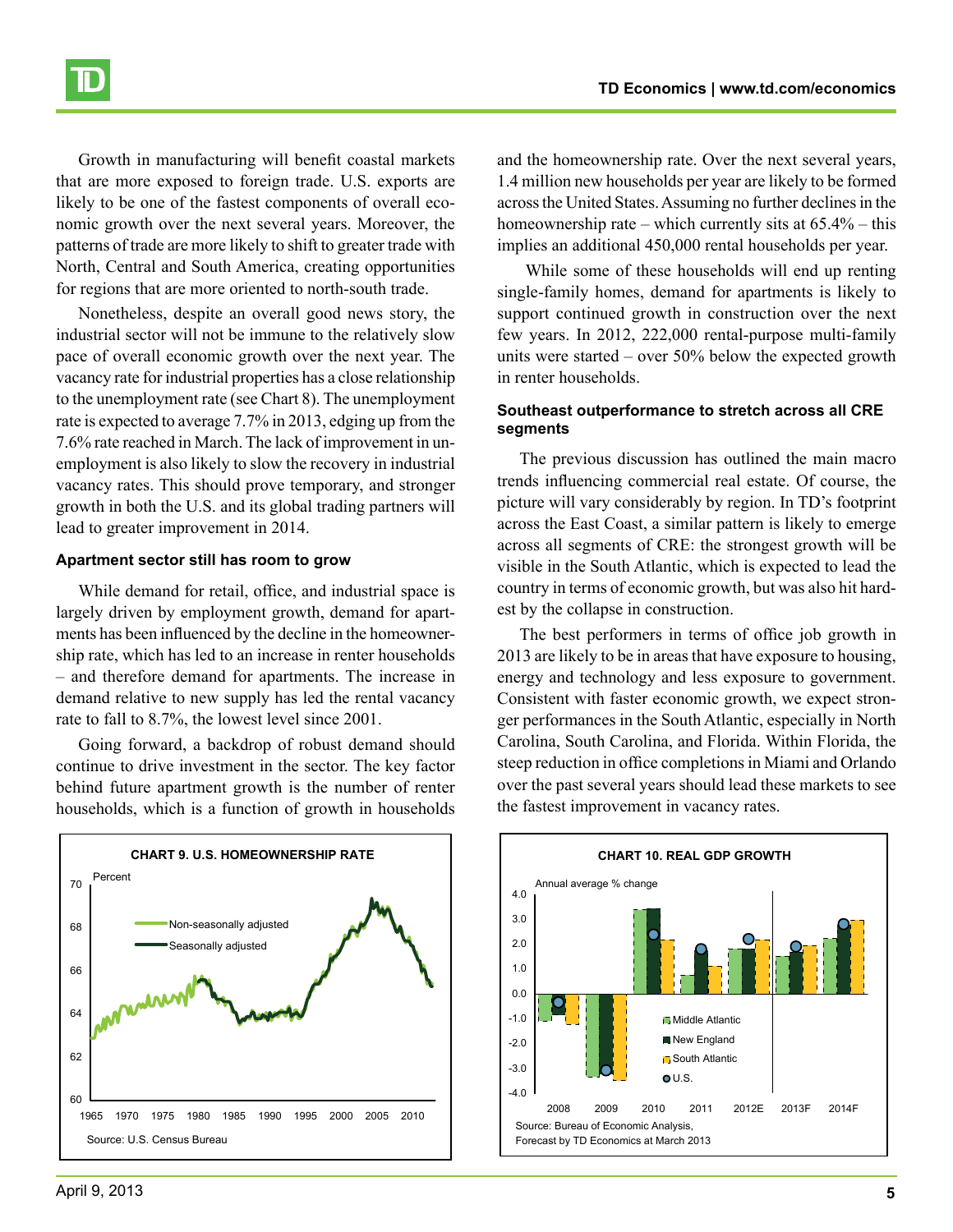Growth in manufacturing will benefit coastal markets that are more exposed to foreign trade. U.S. exports are likely to be one of the fastest components of overall economic growth over the next several years. Moreover, the patterns of trade are more likely to shift to greater trade with North, Central and South America, creating opportunities for regions that are more oriented to north-south trade.

Nonetheless, despite an overall good news story, the industrial sector will not be immune to the relatively slow pace of overall economic growth over the next year. The vacancy rate for industrial properties has a close relationship to the unemployment rate (see Chart 8). The unemployment rate is expected to average 7.7% in 2013, edging up from the 7.6% rate reached in March. The lack of improvement in unemployment is also likely to slow the recovery in industrial vacancy rates. This should prove temporary, and stronger growth in both the U.S. and its global trading partners will lead to greater improvement in 2014.

### Apartment sector still has room to grow

While demand for retail, office, and industrial space is largely driven by employment growth, demand for apartments has been influenced by the decline in the homeownership rate, which has led to an increase in renter households – and therefore demand for apartments. The increase in demand relative to new supply has led the rental vacancy rate to fall to 8.7%, the lowest level since 2001.

Going forward, a backdrop of robust demand should continue to drive investment in the sector. The key factor behind future apartment growth is the number of renter households, which is a function of growth in households and the homeownership rate. Over the next several years, 1.4 million new households per year are likely to be formed across the United States. Assuming no further declines in the homeownership rate – which currently sits at 65.4% – this implies an additional 450,000 rental households per year.

While some of these households will end up renting single-family homes, demand for apartments is likely to support continued growth in construction over the next few years. In 2012, 222,000 rental-purpose multi-family units were started – over 50% below the expected growth in renter households.

### Southeast outperformance to stretch across all CRE segments

The previous discussion has outlined the main macro trends influencing commercial real estate. Of course, the picture will vary considerably by region. In TD's footprint across the East Coast, a similar pattern is likely to emerge across all segments of CRE: the strongest growth will be visible in the South Atlantic, which is expected to lead the country in terms of economic growth, but was also hit hardest by the collapse in construction.

The best performers in terms of office job growth in 2013 are likely to be in areas that have exposure to housing, energy and technology and less exposure to government. Consistent with faster economic growth, we expect stronger performances in the South Atlantic, especially in North Carolina, South Carolina, and Florida. Within Florida, the steep reduction in office completions in Miami and Orlando over the past several years should lead these markets to see the fastest improvement in vacancy rates.

**CHART 9. U.S. HOMEOWNERSHIP RATE**

Source: U.S. Census Bureau

**CHART 10. REAL GDP GROWTH**

Source: Bureau of Economic Analysis, Forecast by TD Economics at March 2013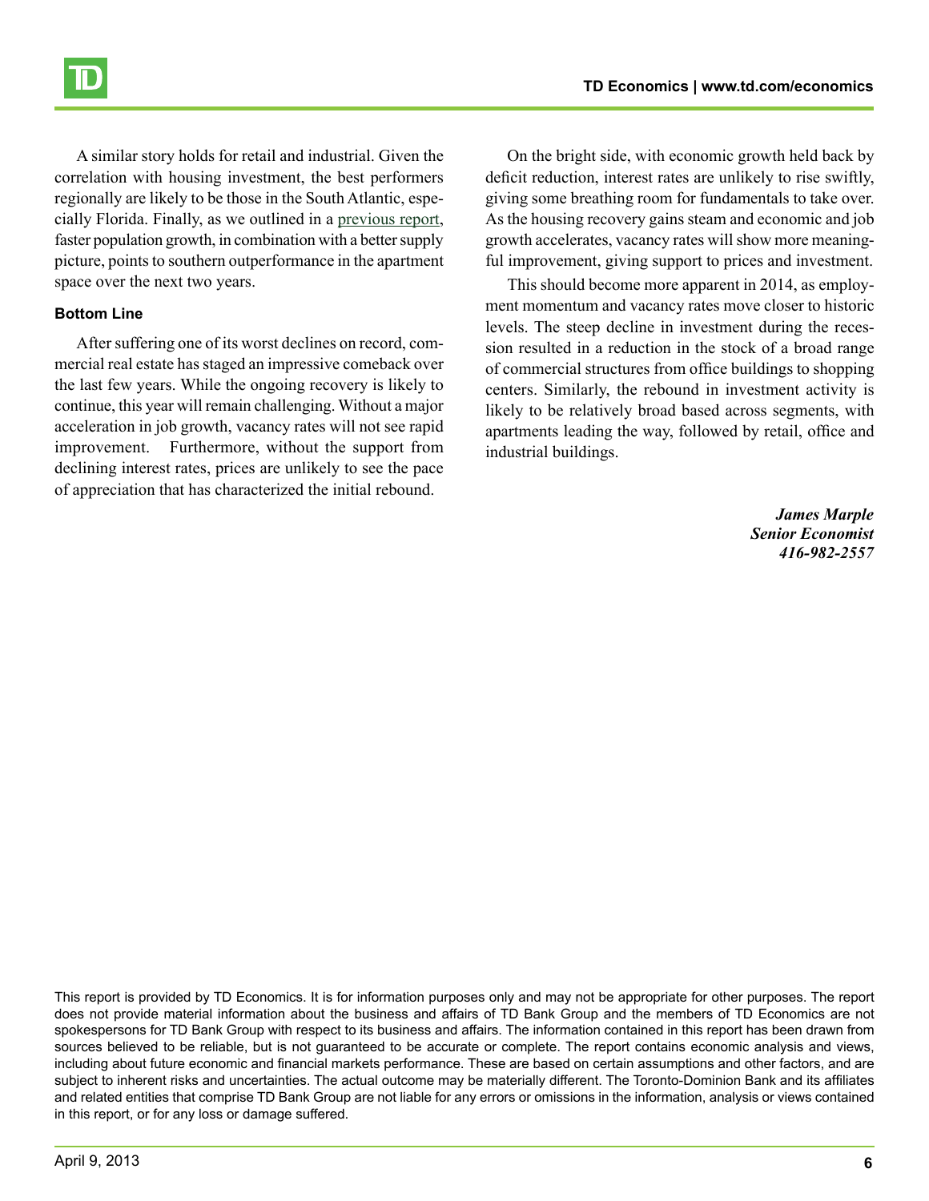A similar story holds for retail and industrial. Given the correlation with housing investment, the best performers regionally are likely to be those in the South Atlantic, especially Florida. Finally, as we outlined in a previous report, faster population growth, in combination with a better supply picture, points to southern outperformance in the apartment space over the next two years.

#### Bottom Line

After suffering one of its worst declines on record, commercial real estate has staged an impressive comeback over the last few years. While the ongoing recovery is likely to continue, this year will remain challenging. Without a major acceleration in job growth, vacancy rates will not see rapid improvement. Furthermore, without the support from declining interest rates, prices are unlikely to see the pace of appreciation that has characterized the initial rebound.

On the bright side, with economic growth held back by deficit reduction, interest rates are unlikely to rise swiftly, giving some breathing room for fundamentals to take over. As the housing recovery gains steam and economic and job growth accelerates, vacancy rates will show more meaningful improvement, giving support to prices and investment.

This should become more apparent in 2014, as employment momentum and vacancy rates move closer to historic levels. The steep decline in investment during the recession resulted in a reduction in the stock of a broad range of commercial structures from office buildings to shopping centers. Similarly, the rebound in investment activity is likely to be relatively broad based across segments, with apartments leading the way, followed by retail, office and industrial buildings.

***James Marple***
***Senior Economist***
***416-982-2557***

This report is provided by TD Economics. It is for information purposes only and may not be appropriate for other purposes. The report does not provide material information about the business and affairs of TD Bank Group and the members of TD Economics are not spokespersons for TD Bank Group with respect to its business and affairs. The information contained in this report has been drawn from sources believed to be reliable, but is not guaranteed to be accurate or complete. The report contains economic analysis and views, including about future economic and financial markets performance. These are based on certain assumptions and other factors, and are subject to inherent risks and uncertainties. The actual outcome may be materially different. The Toronto-Dominion Bank and its affiliates and related entities that comprise TD Bank Group are not liable for any errors or omissions in the information, analysis or views contained in this report, or for any loss or damage suffered.